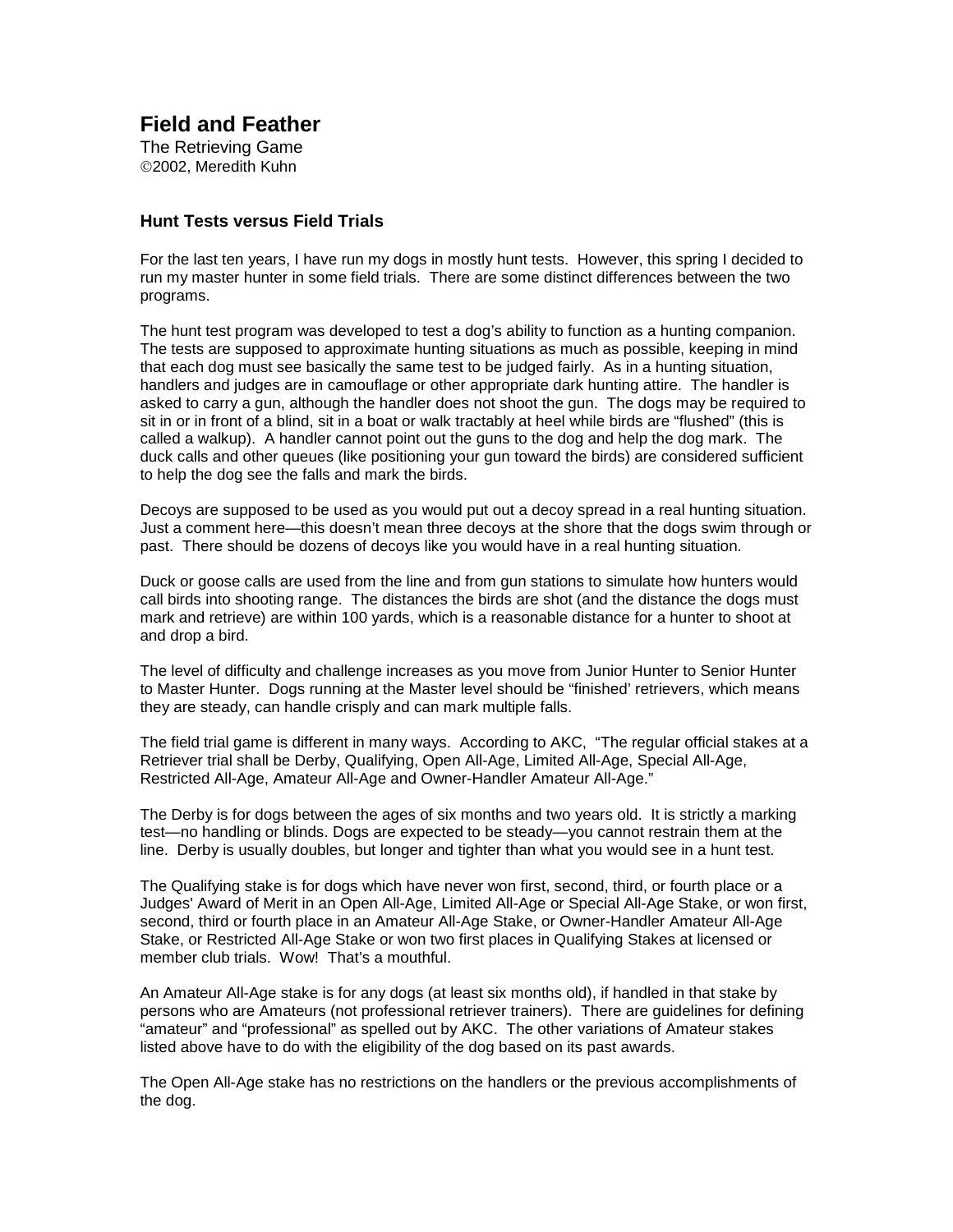# Field and Feather

The Retrieving Game
©2002, Meredith Kuhn

### Hunt Tests versus Field Trials

For the last ten years, I have run my dogs in mostly hunt tests. However, this spring I decided to run my master hunter in some field trials. There are some distinct differences between the two programs.

The hunt test program was developed to test a dog's ability to function as a hunting companion. The tests are supposed to approximate hunting situations as much as possible, keeping in mind that each dog must see basically the same test to be judged fairly. As in a hunting situation, handlers and judges are in camouflage or other appropriate dark hunting attire. The handler is asked to carry a gun, although the handler does not shoot the gun. The dogs may be required to sit in or in front of a blind, sit in a boat or walk tractably at heel while birds are "flushed" (this is called a walkup). A handler cannot point out the guns to the dog and help the dog mark. The duck calls and other queues (like positioning your gun toward the birds) are considered sufficient to help the dog see the falls and mark the birds.

Decoys are supposed to be used as you would put out a decoy spread in a real hunting situation. Just a comment here—this doesn't mean three decoys at the shore that the dogs swim through or past. There should be dozens of decoys like you would have in a real hunting situation.

Duck or goose calls are used from the line and from gun stations to simulate how hunters would call birds into shooting range. The distances the birds are shot (and the distance the dogs must mark and retrieve) are within 100 yards, which is a reasonable distance for a hunter to shoot at and drop a bird.

The level of difficulty and challenge increases as you move from Junior Hunter to Senior Hunter to Master Hunter. Dogs running at the Master level should be "finished' retrievers, which means they are steady, can handle crisply and can mark multiple falls.

The field trial game is different in many ways. According to AKC, "The regular official stakes at a Retriever trial shall be Derby, Qualifying, Open All-Age, Limited All-Age, Special All-Age, Restricted All-Age, Amateur All-Age and Owner-Handler Amateur All-Age."

The Derby is for dogs between the ages of six months and two years old. It is strictly a marking test—no handling or blinds. Dogs are expected to be steady—you cannot restrain them at the line. Derby is usually doubles, but longer and tighter than what you would see in a hunt test.

The Qualifying stake is for dogs which have never won first, second, third, or fourth place or a Judges' Award of Merit in an Open All-Age, Limited All-Age or Special All-Age Stake, or won first, second, third or fourth place in an Amateur All-Age Stake, or Owner-Handler Amateur All-Age Stake, or Restricted All-Age Stake or won two first places in Qualifying Stakes at licensed or member club trials. Wow! That's a mouthful.

An Amateur All-Age stake is for any dogs (at least six months old), if handled in that stake by persons who are Amateurs (not professional retriever trainers). There are guidelines for defining "amateur" and "professional" as spelled out by AKC. The other variations of Amateur stakes listed above have to do with the eligibility of the dog based on its past awards.

The Open All-Age stake has no restrictions on the handlers or the previous accomplishments of the dog.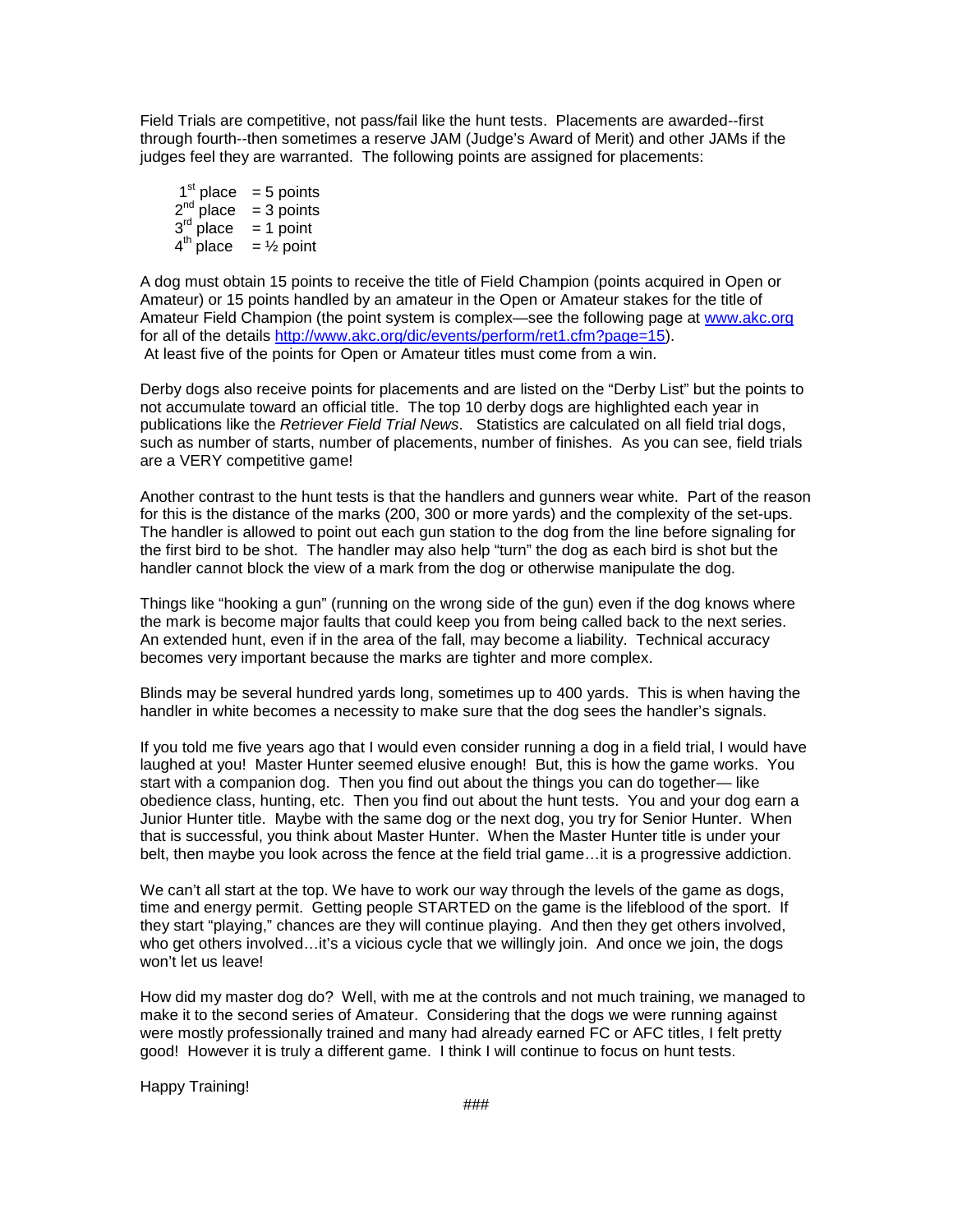Field Trials are competitive, not pass/fail like the hunt tests. Placements are awarded--first through fourth--then sometimes a reserve JAM (Judge's Award of Merit) and other JAMs if the judges feel they are warranted. The following points are assigned for placements:

1st place = 5 points
2nd place = 3 points
3rd place = 1 point
4th place = ½ point

A dog must obtain 15 points to receive the title of Field Champion (points acquired in Open or Amateur) or 15 points handled by an amateur in the Open or Amateur stakes for the title of Amateur Field Champion (the point system is complex—see the following page at [www.akc.org](www.akc.org) for all of the details [http://www.akc.org/dic/events/perform/ret1.cfm?page=15](http://www.akc.org/dic/events/perform/ret1.cfm?page=15)). At least five of the points for Open or Amateur titles must come from a win.

Derby dogs also receive points for placements and are listed on the "Derby List" but the points to not accumulate toward an official title. The top 10 derby dogs are highlighted each year in publications like the *Retriever Field Trial News*. Statistics are calculated on all field trial dogs, such as number of starts, number of placements, number of finishes. As you can see, field trials are a VERY competitive game!

Another contrast to the hunt tests is that the handlers and gunners wear white. Part of the reason for this is the distance of the marks (200, 300 or more yards) and the complexity of the set-ups. The handler is allowed to point out each gun station to the dog from the line before signaling for the first bird to be shot. The handler may also help "turn" the dog as each bird is shot but the handler cannot block the view of a mark from the dog or otherwise manipulate the dog.

Things like "hooking a gun" (running on the wrong side of the gun) even if the dog knows where the mark is become major faults that could keep you from being called back to the next series. An extended hunt, even if in the area of the fall, may become a liability. Technical accuracy becomes very important because the marks are tighter and more complex.

Blinds may be several hundred yards long, sometimes up to 400 yards. This is when having the handler in white becomes a necessity to make sure that the dog sees the handler's signals.

If you told me five years ago that I would even consider running a dog in a field trial, I would have laughed at you! Master Hunter seemed elusive enough! But, this is how the game works. You start with a companion dog. Then you find out about the things you can do together— like obedience class, hunting, etc. Then you find out about the hunt tests. You and your dog earn a Junior Hunter title. Maybe with the same dog or the next dog, you try for Senior Hunter. When that is successful, you think about Master Hunter. When the Master Hunter title is under your belt, then maybe you look across the fence at the field trial game…it is a progressive addiction.

We can't all start at the top. We have to work our way through the levels of the game as dogs, time and energy permit. Getting people STARTED on the game is the lifeblood of the sport. If they start "playing," chances are they will continue playing. And then they get others involved, who get others involved…it's a vicious cycle that we willingly join. And once we join, the dogs won't let us leave!

How did my master dog do? Well, with me at the controls and not much training, we managed to make it to the second series of Amateur. Considering that the dogs we were running against were mostly professionally trained and many had already earned FC or AFC titles, I felt pretty good! However it is truly a different game. I think I will continue to focus on hunt tests.

Happy Training!

###